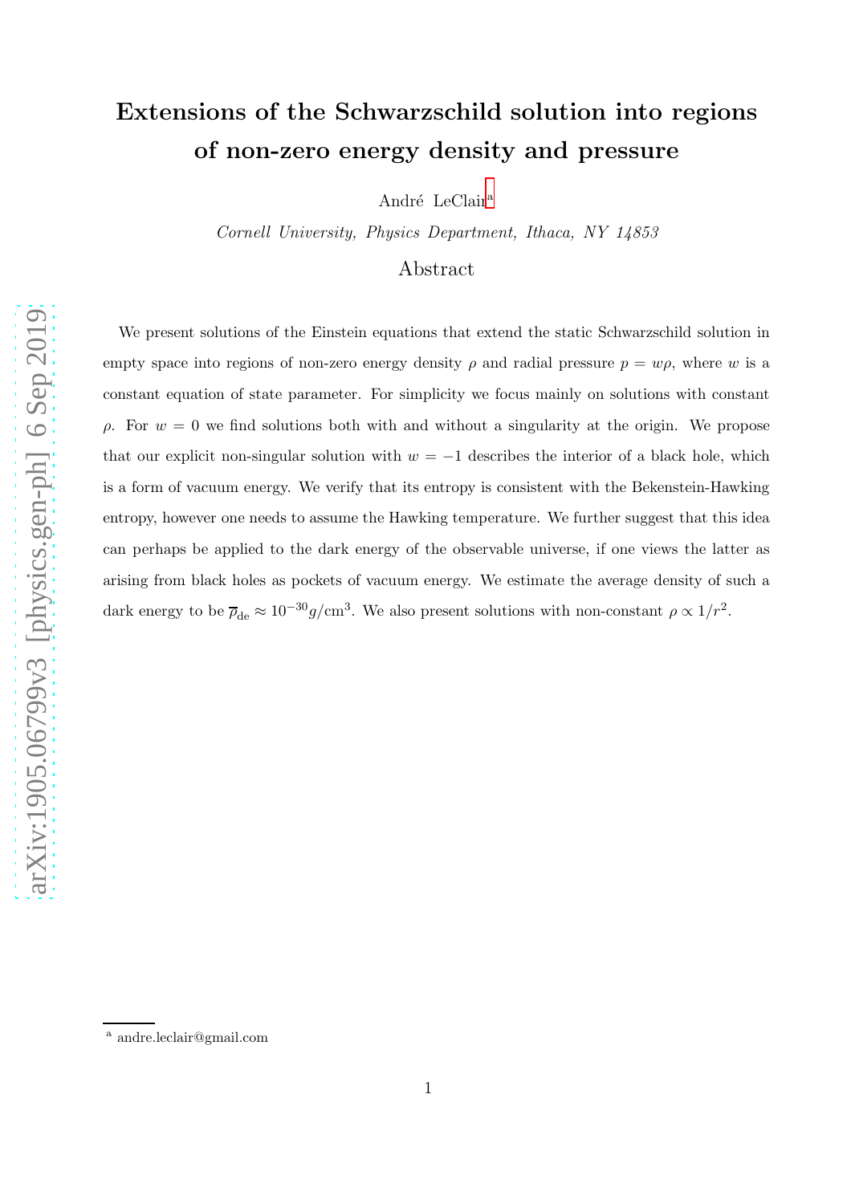# Extensions of the Schwarzschild solution into regions of non-zero energy density and pressure

André LeClair[a]

*Cornell University, Physics Department, Ithaca, NY 14853*

## Abstract

We present solutions of the Einstein equations that extend the static Schwarzschild solution in empty space into regions of non-zero energy density $\rho$ and radial pressure $p = w\rho$, where $w$ is a constant equation of state parameter. For simplicity we focus mainly on solutions with constant $\rho$. For $w = 0$ we find solutions both with and without a singularity at the origin. We propose that our explicit non-singular solution with $w = -1$ describes the interior of a black hole, which is a form of vacuum energy. We verify that its entropy is consistent with the Bekenstein-Hawking entropy, however one needs to assume the Hawking temperature. We further suggest that this idea can perhaps be applied to the dark energy of the observable universe, if one views the latter as arising from black holes as pockets of vacuum energy. We estimate the average density of such a dark energy to be $\overline{\rho}_{\rm de} \approx 10^{-30} g/{\rm cm}^3$. We also present solutions with non-constant $\rho \propto 1/r^2$.

[a] andre.leclair@gmail.com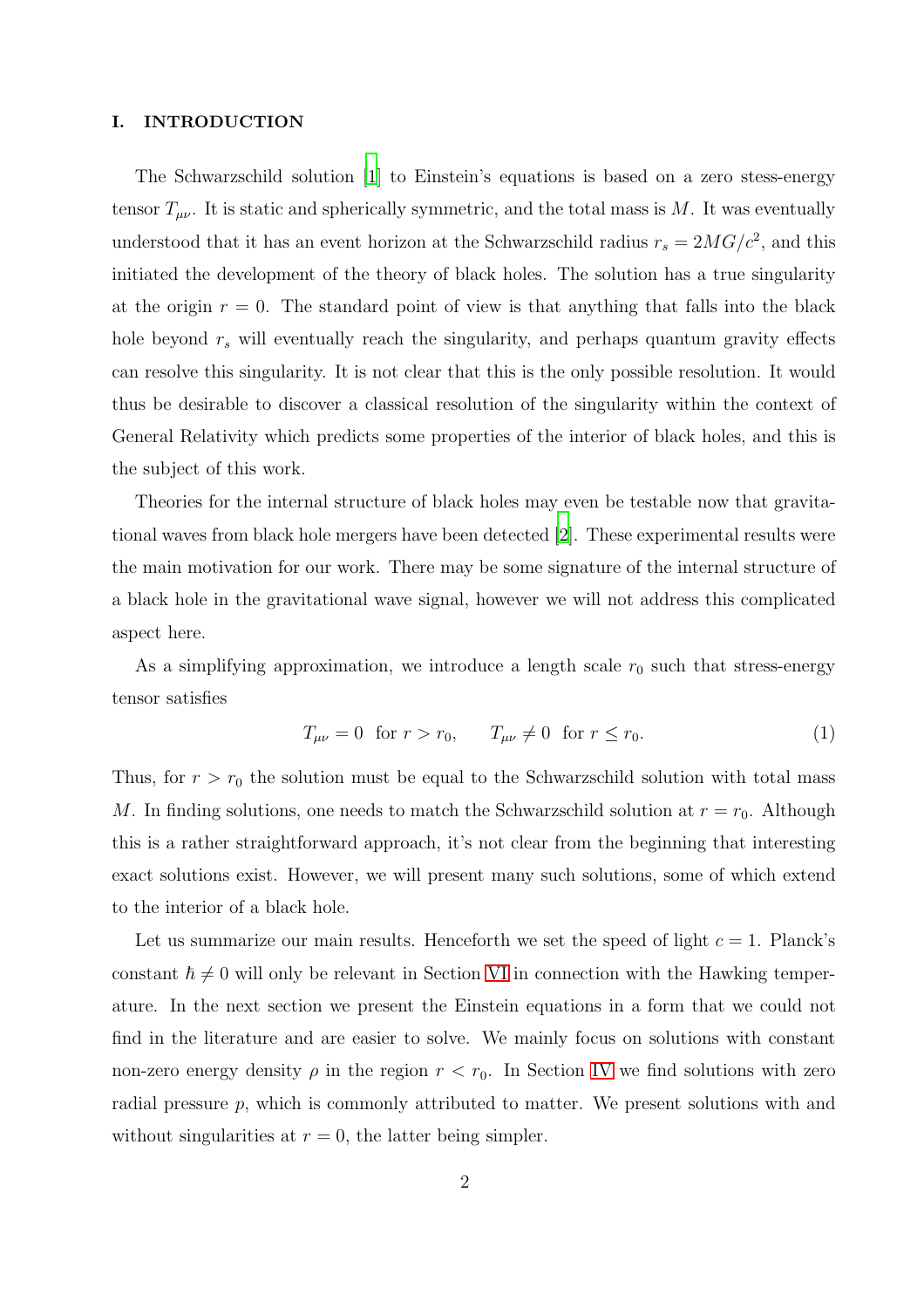## I. INTRODUCTION

The Schwarzschild solution [1] to Einstein's equations is based on a zero stess-energy tensor $T_{\mu\nu}$. It is static and spherically symmetric, and the total mass is $M$. It was eventually understood that it has an event horizon at the Schwarzschild radius $r_s = 2MG/c^2$, and this initiated the development of the theory of black holes. The solution has a true singularity at the origin $r = 0$. The standard point of view is that anything that falls into the black hole beyond $r_s$ will eventually reach the singularity, and perhaps quantum gravity effects can resolve this singularity. It is not clear that this is the only possible resolution. It would thus be desirable to discover a classical resolution of the singularity within the context of General Relativity which predicts some properties of the interior of black holes, and this is the subject of this work.

Theories for the internal structure of black holes may even be testable now that gravitational waves from black hole mergers have been detected [2]. These experimental results were the main motivation for our work. There may be some signature of the internal structure of a black hole in the gravitational wave signal, however we will not address this complicated aspect here.

As a simplifying approximation, we introduce a length scale $r_0$ such that stress-energy tensor satisfies

$$T_{\mu\nu} = 0 \;\; \text{for } r > r_0, \qquad T_{\mu\nu} \neq 0 \;\; \text{for } r \leq r_0. \tag{1}$$

Thus, for $r > r_0$ the solution must be equal to the Schwarzschild solution with total mass $M$. In finding solutions, one needs to match the Schwarzschild solution at $r = r_0$. Although this is a rather straightforward approach, it's not clear from the beginning that interesting exact solutions exist. However, we will present many such solutions, some of which extend to the interior of a black hole.

Let us summarize our main results. Henceforth we set the speed of light $c = 1$. Planck's constant $\hbar \neq 0$ will only be relevant in Section VI in connection with the Hawking temperature. In the next section we present the Einstein equations in a form that we could not find in the literature and are easier to solve. We mainly focus on solutions with constant non-zero energy density $\rho$ in the region $r < r_0$. In Section IV we find solutions with zero radial pressure $p$, which is commonly attributed to matter. We present solutions with and without singularities at $r = 0$, the latter being simpler.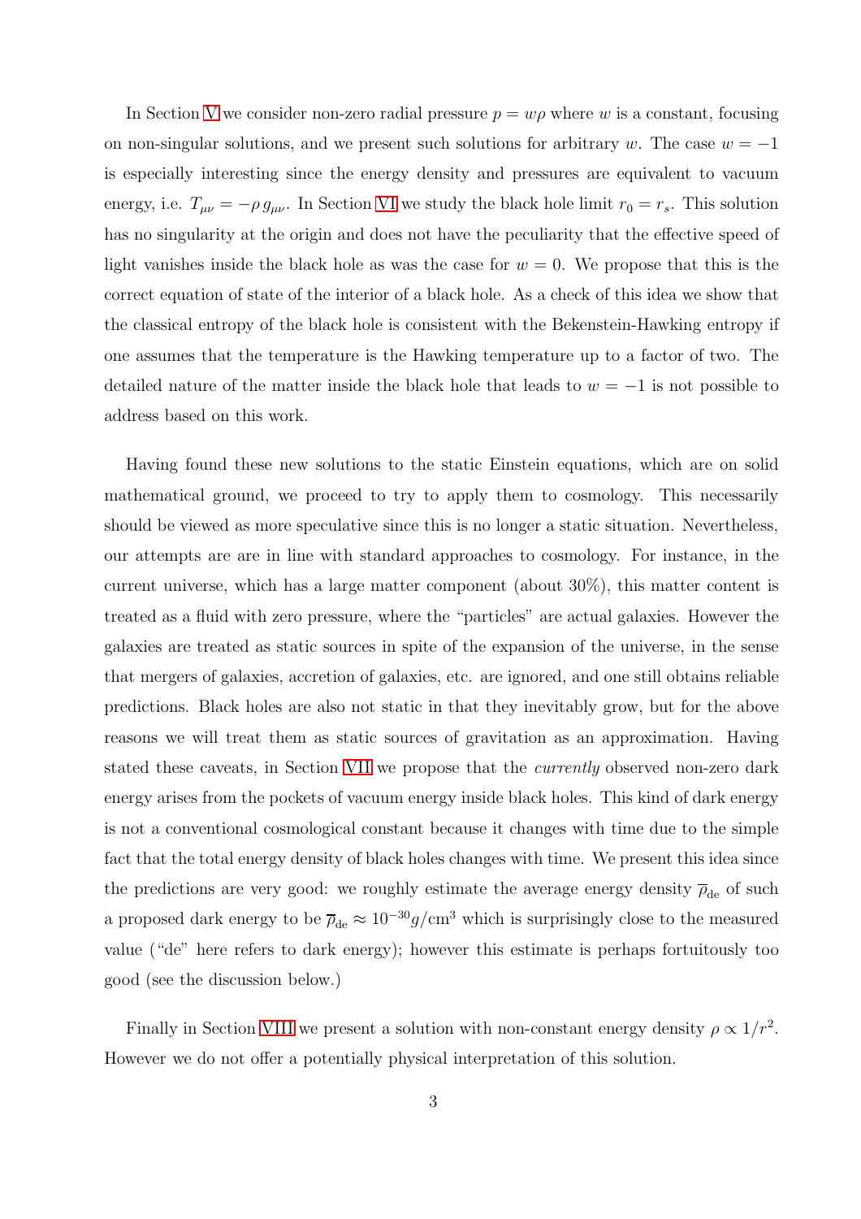In Section V we consider non-zero radial pressure $p = w\rho$ where $w$ is a constant, focusing on non-singular solutions, and we present such solutions for arbitrary $w$. The case $w = -1$ is especially interesting since the energy density and pressures are equivalent to vacuum energy, i.e. $T_{\mu\nu} = -\rho\, g_{\mu\nu}$. In Section VI we study the black hole limit $r_0 = r_s$. This solution has no singularity at the origin and does not have the peculiarity that the effective speed of light vanishes inside the black hole as was the case for $w = 0$. We propose that this is the correct equation of state of the interior of a black hole. As a check of this idea we show that the classical entropy of the black hole is consistent with the Bekenstein-Hawking entropy if one assumes that the temperature is the Hawking temperature up to a factor of two. The detailed nature of the matter inside the black hole that leads to $w = -1$ is not possible to address based on this work.

Having found these new solutions to the static Einstein equations, which are on solid mathematical ground, we proceed to try to apply them to cosmology. This necessarily should be viewed as more speculative since this is no longer a static situation. Nevertheless, our attempts are are in line with standard approaches to cosmology. For instance, in the current universe, which has a large matter component (about 30%), this matter content is treated as a fluid with zero pressure, where the "particles" are actual galaxies. However the galaxies are treated as static sources in spite of the expansion of the universe, in the sense that mergers of galaxies, accretion of galaxies, etc. are ignored, and one still obtains reliable predictions. Black holes are also not static in that they inevitably grow, but for the above reasons we will treat them as static sources of gravitation as an approximation. Having stated these caveats, in Section VII we propose that the *currently* observed non-zero dark energy arises from the pockets of vacuum energy inside black holes. This kind of dark energy is not a conventional cosmological constant because it changes with time due to the simple fact that the total energy density of black holes changes with time. We present this idea since the predictions are very good: we roughly estimate the average energy density $\overline{\rho}_{\rm de}$ of such a proposed dark energy to be $\overline{\rho}_{\rm de} \approx 10^{-30} g/{\rm cm}^3$ which is surprisingly close to the measured value ("de" here refers to dark energy); however this estimate is perhaps fortuitously too good (see the discussion below.)

Finally in Section VIII we present a solution with non-constant energy density $\rho \propto 1/r^2$. However we do not offer a potentially physical interpretation of this solution.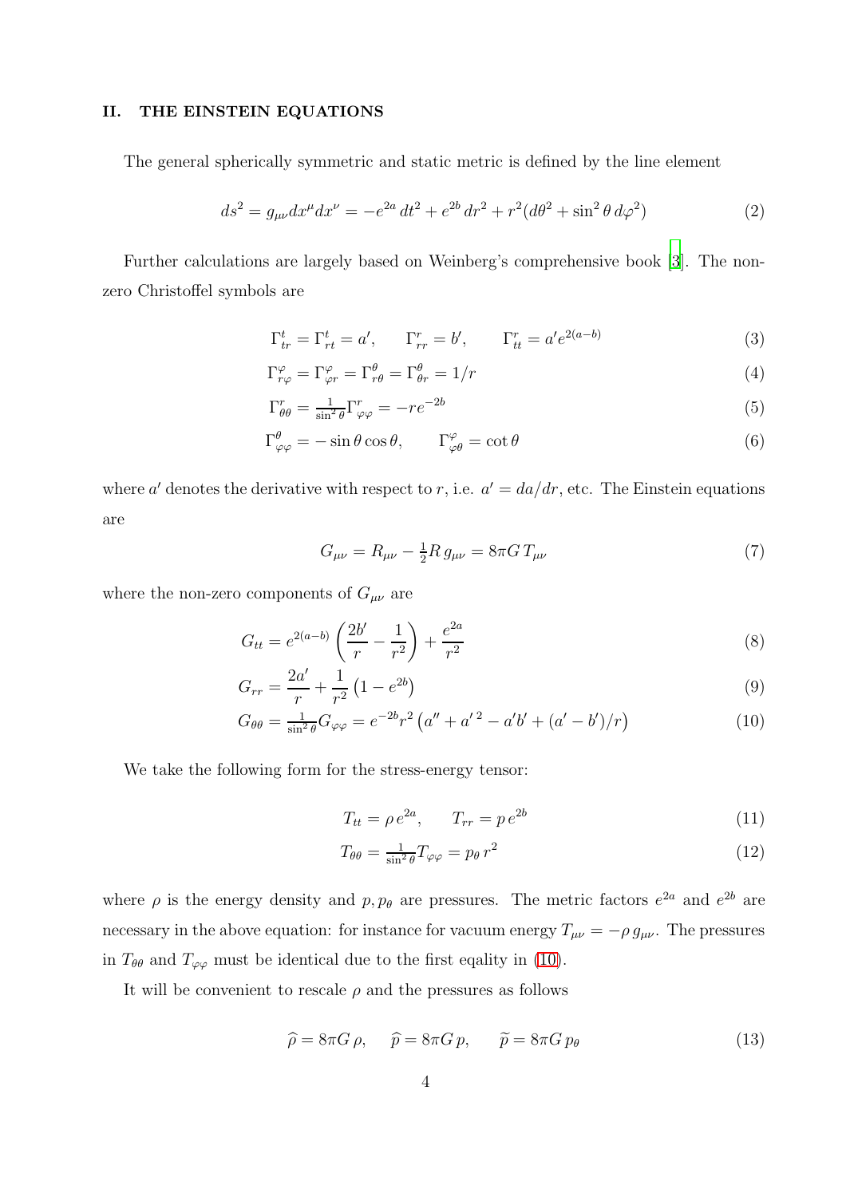## II. THE EINSTEIN EQUATIONS

The general spherically symmetric and static metric is defined by the line element

$$ds^2 = g_{\mu\nu}dx^\mu dx^\nu = -e^{2a}\,dt^2 + e^{2b}\,dr^2 + r^2(d\theta^2 + \sin^2\theta\,d\varphi^2) \tag{2}$$

Further calculations are largely based on Weinberg's comprehensive book [3]. The non-zero Christoffel symbols are

$$\Gamma^t_{tr} = \Gamma^t_{rt} = a', \qquad \Gamma^r_{rr} = b', \qquad \Gamma^r_{tt} = a' e^{2(a-b)} \tag{3}$$

$$\Gamma^\varphi_{r\varphi} = \Gamma^\varphi_{\varphi r} = \Gamma^\theta_{r\theta} = \Gamma^\theta_{\theta r} = 1/r \tag{4}$$

$$\Gamma^r_{\theta\theta} = \tfrac{1}{\sin^2\theta}\Gamma^r_{\varphi\varphi} = -re^{-2b} \tag{5}$$

$$\Gamma^\theta_{\varphi\varphi} = -\sin\theta\cos\theta, \qquad \Gamma^\varphi_{\varphi\theta} = \cot\theta \tag{6}$$

where $a'$ denotes the derivative with respect to $r$, i.e. $a' = da/dr$, etc. The Einstein equations are

$$G_{\mu\nu} = R_{\mu\nu} - \tfrac{1}{2}R\,g_{\mu\nu} = 8\pi G\,T_{\mu\nu} \tag{7}$$

where the non-zero components of $G_{\mu\nu}$ are

$$G_{tt} = e^{2(a-b)}\left(\frac{2b'}{r} - \frac{1}{r^2}\right) + \frac{e^{2a}}{r^2} \tag{8}$$

$$G_{rr} = \frac{2a'}{r} + \frac{1}{r^2}\left(1 - e^{2b}\right) \tag{9}$$

$$G_{\theta\theta} = \tfrac{1}{\sin^2\theta}G_{\varphi\varphi} = e^{-2b}r^2\left(a'' + a'^{\,2} - a'b' + (a' - b')/r\right) \tag{10}$$

We take the following form for the stress-energy tensor:

$$T_{tt} = \rho\,e^{2a}, \qquad T_{rr} = p\,e^{2b} \tag{11}$$

$$T_{\theta\theta} = \tfrac{1}{\sin^2\theta}T_{\varphi\varphi} = p_\theta\,r^2 \tag{12}$$

where $\rho$ is the energy density and $p, p_\theta$ are pressures. The metric factors $e^{2a}$ and $e^{2b}$ are necessary in the above equation: for instance for vacuum energy $T_{\mu\nu} = -\rho\,g_{\mu\nu}$. The pressures in $T_{\theta\theta}$ and $T_{\varphi\varphi}$ must be identical due to the first eqality in (10).

It will be convenient to rescale $\rho$ and the pressures as follows

$$\widehat{\rho} = 8\pi G\,\rho, \qquad \widehat{p} = 8\pi G\,p, \qquad \widetilde{p} = 8\pi G\,p_\theta \tag{13}$$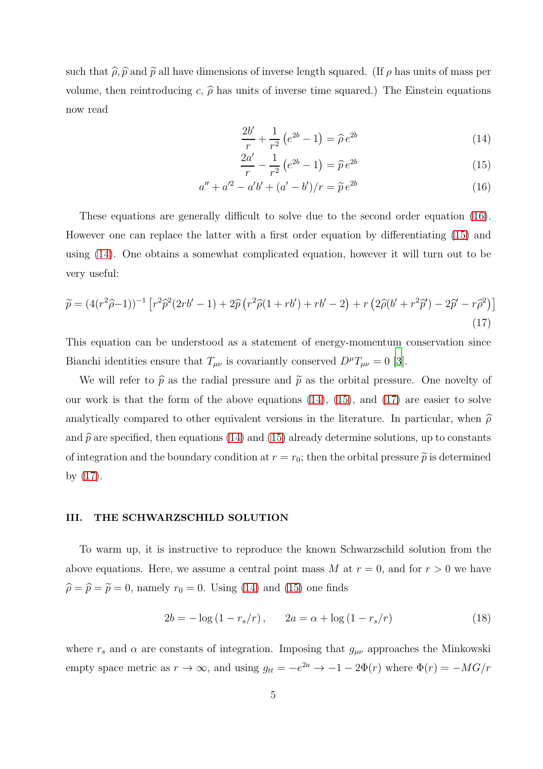such that $\widehat{\rho}, \widehat{p}$ and $\widetilde{p}$ all have dimensions of inverse length squared. (If $\rho$ has units of mass per volume, then reintroducing $c$, $\widehat{\rho}$ has units of inverse time squared.) The Einstein equations now read

$$\frac{2b'}{r} + \frac{1}{r^2}\left(e^{2b} - 1\right) = \widehat{\rho}\, e^{2b} \tag{14}$$

$$\frac{2a'}{r} - \frac{1}{r^2}\left(e^{2b} - 1\right) = \widehat{p}\, e^{2b} \tag{15}$$

$$a'' + a'^2 - a'b' + (a' - b')/r = \widetilde{p}\, e^{2b} \tag{16}$$

These equations are generally difficult to solve due to the second order equation (16). However one can replace the latter with a first order equation by differentiating (15) and using (14). One obtains a somewhat complicated equation, however it will turn out to be very useful:

$$\widetilde{p} = (4(r^2\widehat{\rho} - 1))^{-1}\left[r^2\widehat{p}^2(2rb' - 1) + 2\widehat{p}\left(r^2\widehat{\rho}(1 + rb') + rb' - 2\right) + r\left(2\widehat{\rho}(b' + r^2\widehat{p}') - 2\widehat{p}' - r\widehat{\rho}^2\right)\right] \tag{17}$$

This equation can be understood as a statement of energy-momentum conservation since Bianchi identities ensure that $T_{\mu\nu}$ is covariantly conserved $D^{\mu}T_{\mu\nu} = 0$ [3].

We will refer to $\widehat{p}$ as the radial pressure and $\widetilde{p}$ as the orbital pressure. One novelty of our work is that the form of the above equations (14), (15), and (17) are easier to solve analytically compared to other equivalent versions in the literature. In particular, when $\widehat{\rho}$ and $\widehat{p}$ are specified, then equations (14) and (15) already determine solutions, up to constants of integration and the boundary condition at $r = r_0$; then the orbital pressure $\widetilde{p}$ is determined by (17).

## III. THE SCHWARZSCHILD SOLUTION

To warm up, it is instructive to reproduce the known Schwarzschild solution from the above equations. Here, we assume a central point mass $M$ at $r = 0$, and for $r > 0$ we have $\widehat{\rho} = \widehat{p} = \widetilde{p} = 0$, namely $r_0 = 0$. Using (14) and (15) one finds

$$2b = -\log\left(1 - r_s/r\right), \qquad 2a = \alpha + \log\left(1 - r_s/r\right) \tag{18}$$

where $r_s$ and $\alpha$ are constants of integration. Imposing that $g_{\mu\nu}$ approaches the Minkowski empty space metric as $r \to \infty$, and using $g_{tt} = -e^{2a} \to -1 - 2\Phi(r)$ where $\Phi(r) = -MG/r$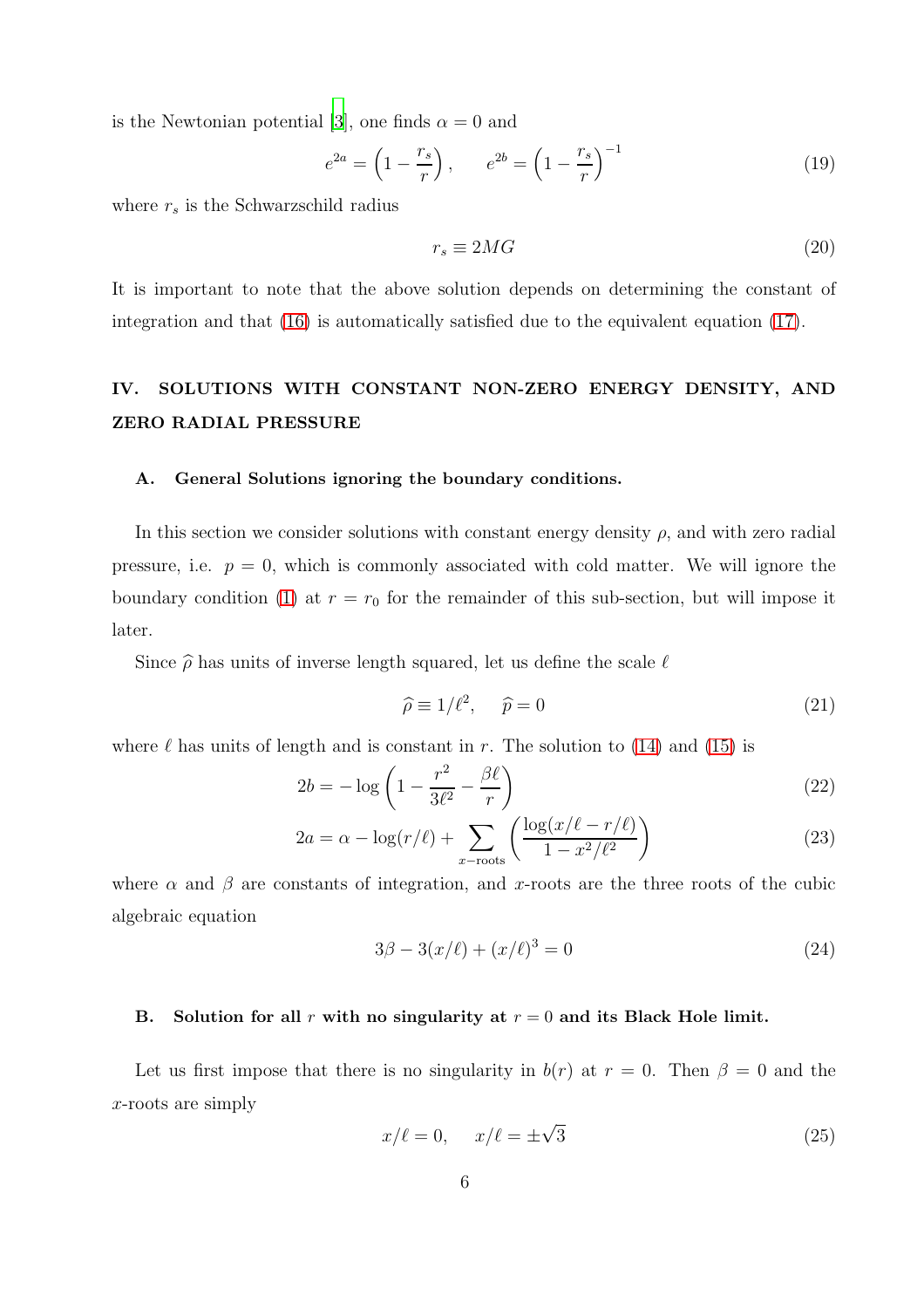is the Newtonian potential [3], one finds $\alpha = 0$ and

$$e^{2a} = \left(1 - \frac{r_s}{r}\right), \qquad e^{2b} = \left(1 - \frac{r_s}{r}\right)^{-1} \tag{19}$$

where $r_s$ is the Schwarzschild radius

$$r_s \equiv 2MG \tag{20}$$

It is important to note that the above solution depends on determining the constant of integration and that (16) is automatically satisfied due to the equivalent equation (17).

## IV. SOLUTIONS WITH CONSTANT NON-ZERO ENERGY DENSITY, AND ZERO RADIAL PRESSURE

### A. General Solutions ignoring the boundary conditions.

In this section we consider solutions with constant energy density $\rho$, and with zero radial pressure, i.e. $p = 0$, which is commonly associated with cold matter. We will ignore the boundary condition (1) at $r = r_0$ for the remainder of this sub-section, but will impose it later.

Since $\widehat{\rho}$ has units of inverse length squared, let us define the scale $\ell$

$$\widehat{\rho} \equiv 1/\ell^2, \qquad \widehat{p} = 0 \tag{21}$$

where $\ell$ has units of length and is constant in $r$. The solution to (14) and (15) is

$$2b = -\log\left(1 - \frac{r^2}{3\ell^2} - \frac{\beta\ell}{r}\right) \tag{22}$$

$$2a = \alpha - \log(r/\ell) + \sum_{x-\text{roots}} \left(\frac{\log(x/\ell - r/\ell)}{1 - x^2/\ell^2}\right) \tag{23}$$

where $\alpha$ and $\beta$ are constants of integration, and $x$-roots are the three roots of the cubic algebraic equation

$$3\beta - 3(x/\ell) + (x/\ell)^3 = 0 \tag{24}$$

### B. Solution for all $r$ with no singularity at $r = 0$ and its Black Hole limit.

Let us first impose that there is no singularity in $b(r)$ at $r = 0$. Then $\beta = 0$ and the $x$-roots are simply

$$x/\ell = 0, \qquad x/\ell = \pm\sqrt{3} \tag{25}$$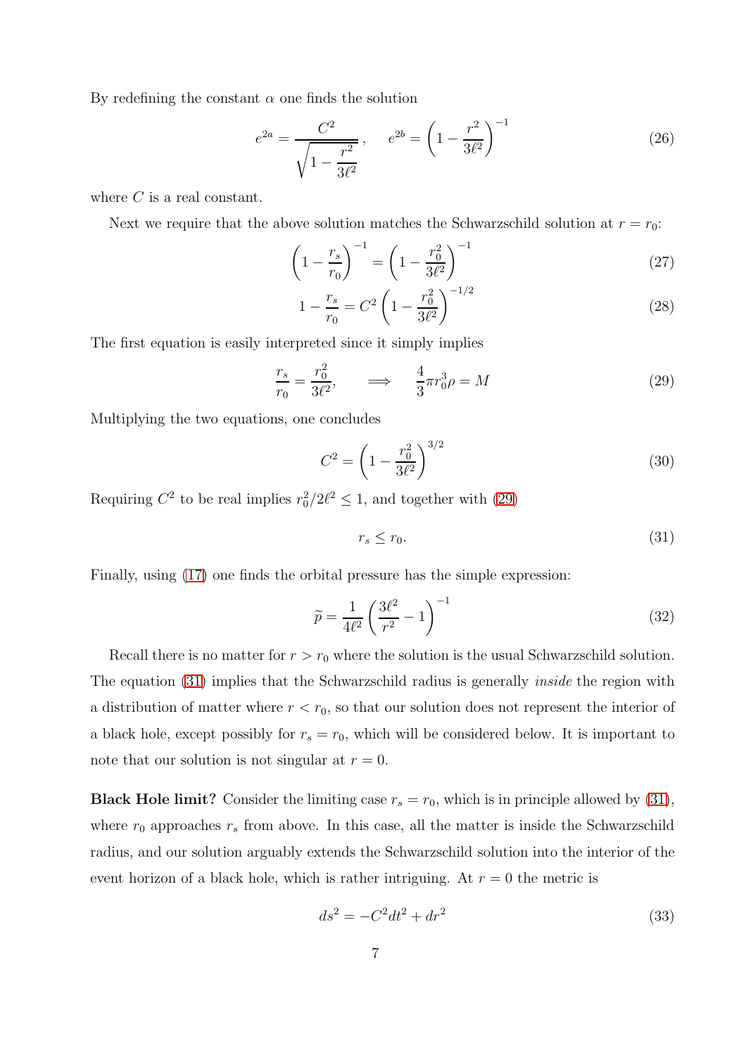By redefining the constant $\alpha$ one finds the solution

$$e^{2a} = \frac{C^2}{\sqrt{1 - \frac{r^2}{3\ell^2}}}\,, \qquad e^{2b} = \left(1 - \frac{r^2}{3\ell^2}\right)^{-1} \tag{26}$$

where $C$ is a real constant.

Next we require that the above solution matches the Schwarzschild solution at $r = r_0$:

$$\left(1 - \frac{r_s}{r_0}\right)^{-1} = \left(1 - \frac{r_0^2}{3\ell^2}\right)^{-1} \tag{27}$$

$$1 - \frac{r_s}{r_0} = C^2 \left(1 - \frac{r_0^2}{3\ell^2}\right)^{-1/2} \tag{28}$$

The first equation is easily interpreted since it simply implies

$$\frac{r_s}{r_0} = \frac{r_0^2}{3\ell^2}, \qquad \Longrightarrow \qquad \frac{4}{3}\pi r_0^3 \rho = M \tag{29}$$

Multiplying the two equations, one concludes

$$C^2 = \left(1 - \frac{r_0^2}{3\ell^2}\right)^{3/2} \tag{30}$$

Requiring $C^2$ to be real implies $r_0^2/2\ell^2 \leq 1$, and together with (29)

$$r_s \leq r_0. \tag{31}$$

Finally, using (17) one finds the orbital pressure has the simple expression:

$$\widetilde{p} = \frac{1}{4\ell^2}\left(\frac{3\ell^2}{r^2} - 1\right)^{-1} \tag{32}$$

Recall there is no matter for $r > r_0$ where the solution is the usual Schwarzschild solution. The equation (31) implies that the Schwarzschild radius is generally *inside* the region with a distribution of matter where $r < r_0$, so that our solution does not represent the interior of a black hole, except possibly for $r_s = r_0$, which will be considered below. It is important to note that our solution is not singular at $r = 0$.

**Black Hole limit?** Consider the limiting case $r_s = r_0$, which is in principle allowed by (31), where $r_0$ approaches $r_s$ from above. In this case, all the matter is inside the Schwarzschild radius, and our solution arguably extends the Schwarzschild solution into the interior of the event horizon of a black hole, which is rather intriguing. At $r = 0$ the metric is

$$ds^2 = -C^2 dt^2 + dr^2 \tag{33}$$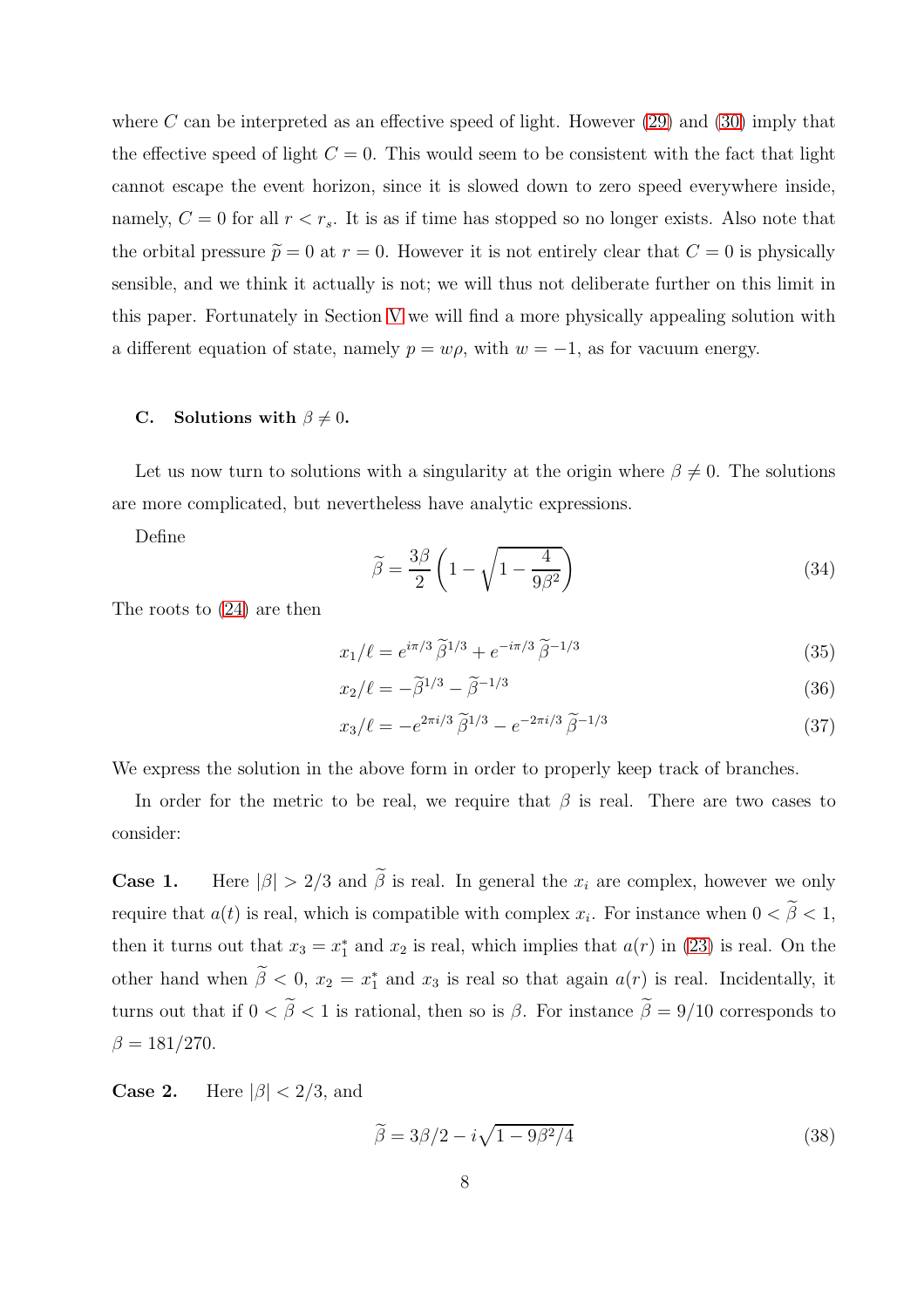where $C$ can be interpreted as an effective speed of light. However (29) and (30) imply that the effective speed of light $C = 0$. This would seem to be consistent with the fact that light cannot escape the event horizon, since it is slowed down to zero speed everywhere inside, namely, $C = 0$ for all $r < r_s$. It is as if time has stopped so no longer exists. Also note that the orbital pressure $\widetilde{p} = 0$ at $r = 0$. However it is not entirely clear that $C = 0$ is physically sensible, and we think it actually is not; we will thus not deliberate further on this limit in this paper. Fortunately in Section V we will find a more physically appealing solution with a different equation of state, namely $p = w\rho$, with $w = -1$, as for vacuum energy.

### C. Solutions with $\beta \neq 0$.

Let us now turn to solutions with a singularity at the origin where $\beta \neq 0$. The solutions are more complicated, but nevertheless have analytic expressions.

Define

$$\widetilde{\beta} = \frac{3\beta}{2}\left(1 - \sqrt{1 - \frac{4}{9\beta^2}}\right) \tag{34}$$

The roots to (24) are then

$$x_1/\ell = e^{i\pi/3}\,\widetilde{\beta}^{1/3} + e^{-i\pi/3}\,\widetilde{\beta}^{-1/3} \tag{35}$$

$$x_2/\ell = -\widetilde{\beta}^{1/3} - \widetilde{\beta}^{-1/3} \tag{36}$$

$$x_3/\ell = -e^{2\pi i/3}\,\widetilde{\beta}^{1/3} - e^{-2\pi i/3}\,\widetilde{\beta}^{-1/3} \tag{37}$$

We express the solution in the above form in order to properly keep track of branches.

In order for the metric to be real, we require that $\beta$ is real. There are two cases to consider:

**Case 1.** Here $|\beta| > 2/3$ and $\widetilde{\beta}$ is real. In general the $x_i$ are complex, however we only require that $a(t)$ is real, which is compatible with complex $x_i$. For instance when $0 < \widetilde{\beta} < 1$, then it turns out that $x_3 = x_1^*$ and $x_2$ is real, which implies that $a(r)$ in (23) is real. On the other hand when $\widetilde{\beta} < 0$, $x_2 = x_1^*$ and $x_3$ is real so that again $a(r)$ is real. Incidentally, it turns out that if $0 < \widetilde{\beta} < 1$ is rational, then so is $\beta$. For instance $\widetilde{\beta} = 9/10$ corresponds to $\beta = 181/270$.

**Case 2.** Here $|\beta| < 2/3$, and

$$\widetilde{\beta} = 3\beta/2 - i\sqrt{1 - 9\beta^2/4} \tag{38}$$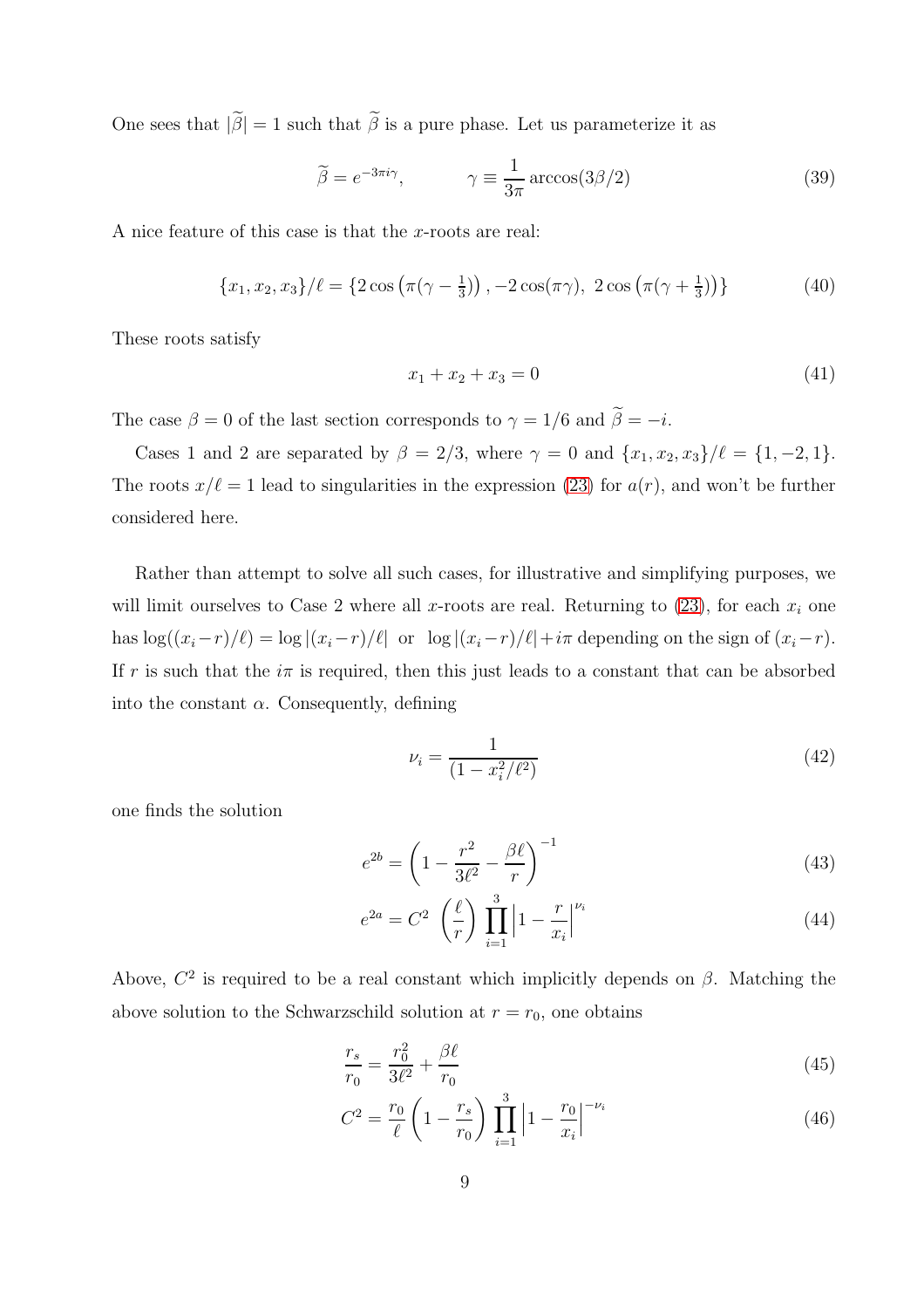One sees that $|\widetilde{\beta}| = 1$ such that $\widetilde{\beta}$ is a pure phase. Let us parameterize it as

$$\widetilde{\beta} = e^{-3\pi i\gamma}, \qquad \gamma \equiv \frac{1}{3\pi}\arccos(3\beta/2) \tag{39}$$

A nice feature of this case is that the $x$-roots are real:

$$\{x_1, x_2, x_3\}/\ell = \{2\cos\left(\pi(\gamma - \tfrac{1}{3})\right), -2\cos(\pi\gamma),\ 2\cos\left(\pi(\gamma + \tfrac{1}{3})\right)\} \tag{40}$$

These roots satisfy

$$x_1 + x_2 + x_3 = 0 \tag{41}$$

The case $\beta = 0$ of the last section corresponds to $\gamma = 1/6$ and $\widetilde{\beta} = -i$.

Cases 1 and 2 are separated by $\beta = 2/3$, where $\gamma = 0$ and $\{x_1, x_2, x_3\}/\ell = \{1, -2, 1\}$. The roots $x/\ell = 1$ lead to singularities in the expression (23) for $a(r)$, and won't be further considered here.

Rather than attempt to solve all such cases, for illustrative and simplifying purposes, we will limit ourselves to Case 2 where all $x$-roots are real. Returning to (23), for each $x_i$ one has $\log((x_i - r)/\ell) = \log|(x_i - r)/\ell|$ or $\log|(x_i - r)/\ell| + i\pi$ depending on the sign of $(x_i - r)$. If $r$ is such that the $i\pi$ is required, then this just leads to a constant that can be absorbed into the constant $\alpha$. Consequently, defining

$$\nu_i = \frac{1}{(1 - x_i^2/\ell^2)} \tag{42}$$

one finds the solution

$$e^{2b} = \left(1 - \frac{r^2}{3\ell^2} - \frac{\beta\ell}{r}\right)^{-1} \tag{43}$$

$$e^{2a} = C^2\ \left(\frac{\ell}{r}\right) \prod_{i=1}^{3} \left|1 - \frac{r}{x_i}\right|^{\nu_i} \tag{44}$$

Above, $C^2$ is required to be a real constant which implicitly depends on $\beta$. Matching the above solution to the Schwarzschild solution at $r = r_0$, one obtains

$$\frac{r_s}{r_0} = \frac{r_0^2}{3\ell^2} + \frac{\beta\ell}{r_0} \tag{45}$$

$$C^2 = \frac{r_0}{\ell}\left(1 - \frac{r_s}{r_0}\right) \prod_{i=1}^{3} \left|1 - \frac{r_0}{x_i}\right|^{-\nu_i} \tag{46}$$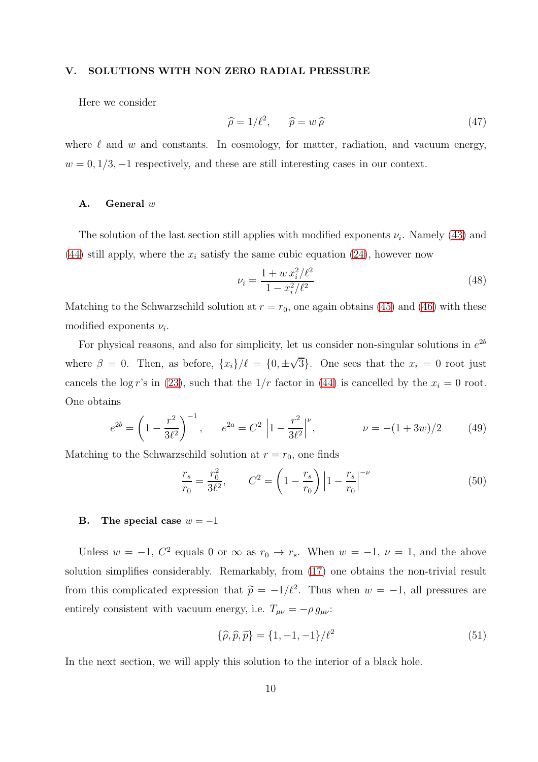## V. SOLUTIONS WITH NON ZERO RADIAL PRESSURE

Here we consider

$$\widehat{\rho} = 1/\ell^2, \qquad \widehat{p} = w\,\widehat{\rho} \tag{47}$$

where $\ell$ and $w$ and constants. In cosmology, for matter, radiation, and vacuum energy, $w = 0, 1/3, -1$ respectively, and these are still interesting cases in our context.

### A. General $w$

The solution of the last section still applies with modified exponents $\nu_i$. Namely (43) and (44) still apply, where the $x_i$ satisfy the same cubic equation (24), however now

$$\nu_i = \frac{1 + w\, x_i^2/\ell^2}{1 - x_i^2/\ell^2} \tag{48}$$

Matching to the Schwarzschild solution at $r = r_0$, one again obtains (45) and (46) with these modified exponents $\nu_i$.

For physical reasons, and also for simplicity, let us consider non-singular solutions in $e^{2b}$ where $\beta = 0$. Then, as before, $\{x_i\}/\ell = \{0, \pm\sqrt{3}\}$. One sees that the $x_i = 0$ root just cancels the $\log r$'s in (23), such that the $1/r$ factor in (44) is cancelled by the $x_i = 0$ root. One obtains

$$e^{2b} = \left(1 - \frac{r^2}{3\ell^2}\right)^{-1}, \qquad e^{2a} = C^2\,\left|1 - \frac{r^2}{3\ell^2}\right|^{\nu}, \qquad\qquad \nu = -(1+3w)/2 \tag{49}$$

Matching to the Schwarzschild solution at $r = r_0$, one finds

$$\frac{r_s}{r_0} = \frac{r_0^2}{3\ell^2}, \qquad C^2 = \left(1 - \frac{r_s}{r_0}\right)\left|1 - \frac{r_s}{r_0}\right|^{-\nu} \tag{50}$$

### B. The special case $w = -1$

Unless $w = -1$, $C^2$ equals 0 or $\infty$ as $r_0 \to r_s$. When $w = -1$, $\nu = 1$, and the above solution simplifies considerably. Remarkably, from (17) one obtains the non-trivial result from this complicated expression that $\widetilde{p} = -1/\ell^2$. Thus when $w = -1$, all pressures are entirely consistent with vacuum energy, i.e. $T_{\mu\nu} = -\rho\, g_{\mu\nu}$:

$$\{\widehat{\rho}, \widehat{p}, \widetilde{p}\} = \{1, -1, -1\}/\ell^2 \tag{51}$$

In the next section, we will apply this solution to the interior of a black hole.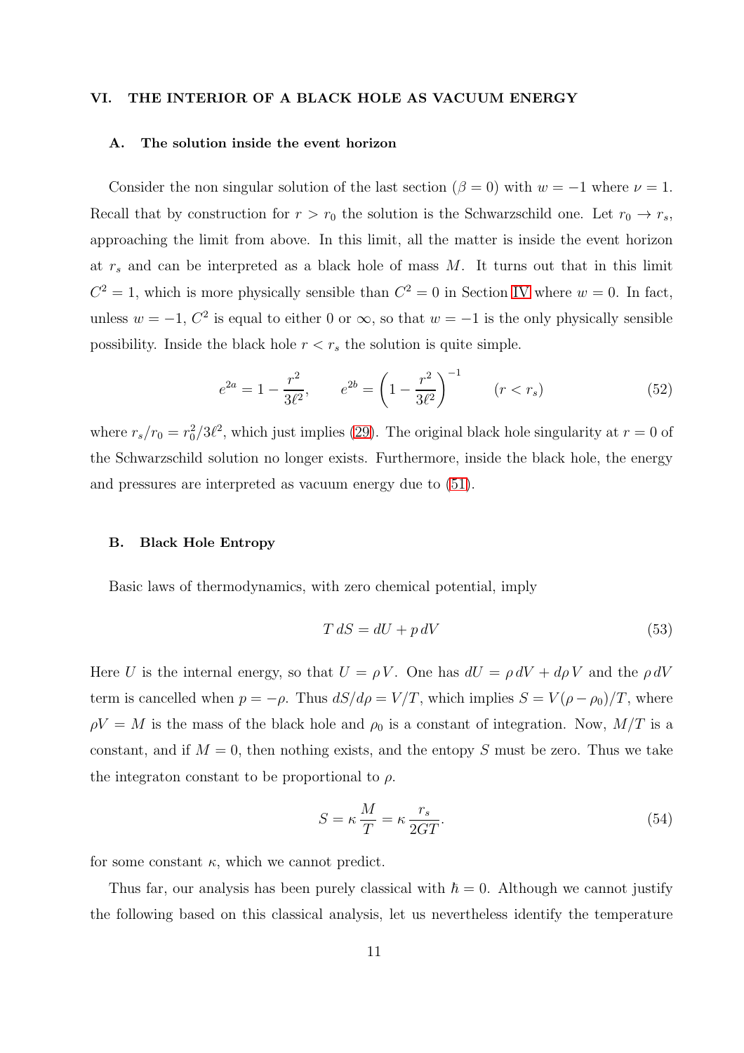## VI. THE INTERIOR OF A BLACK HOLE AS VACUUM ENERGY

### A. The solution inside the event horizon

Consider the non singular solution of the last section ($\beta = 0$) with $w = -1$ where $\nu = 1$. Recall that by construction for $r > r_0$ the solution is the Schwarzschild one. Let $r_0 \to r_s$, approaching the limit from above. In this limit, all the matter is inside the event horizon at $r_s$ and can be interpreted as a black hole of mass $M$. It turns out that in this limit $C^2 = 1$, which is more physically sensible than $C^2 = 0$ in Section IV where $w = 0$. In fact, unless $w = -1$, $C^2$ is equal to either 0 or $\infty$, so that $w = -1$ is the only physically sensible possibility. Inside the black hole $r < r_s$ the solution is quite simple.

$$e^{2a} = 1 - \frac{r^2}{3\ell^2}, \qquad e^{2b} = \left(1 - \frac{r^2}{3\ell^2}\right)^{-1} \qquad (r < r_s) \tag{52}$$

where $r_s/r_0 = r_0^2/3\ell^2$, which just implies (29). The original black hole singularity at $r = 0$ of the Schwarzschild solution no longer exists. Furthermore, inside the black hole, the energy and pressures are interpreted as vacuum energy due to (51).

### B. Black Hole Entropy

Basic laws of thermodynamics, with zero chemical potential, imply

$$T\, dS = dU + p\, dV \tag{53}$$

Here $U$ is the internal energy, so that $U = \rho\, V$. One has $dU = \rho\, dV + d\rho\, V$ and the $\rho\, dV$ term is cancelled when $p = -\rho$. Thus $dS/d\rho = V/T$, which implies $S = V(\rho - \rho_0)/T$, where $\rho V = M$ is the mass of the black hole and $\rho_0$ is a constant of integration. Now, $M/T$ is a constant, and if $M = 0$, then nothing exists, and the entopy $S$ must be zero. Thus we take the integraton constant to be proportional to $\rho$.

$$S = \kappa \frac{M}{T} = \kappa \frac{r_s}{2GT}. \tag{54}$$

for some constant $\kappa$, which we cannot predict.

Thus far, our analysis has been purely classical with $\hbar = 0$. Although we cannot justify the following based on this classical analysis, let us nevertheless identify the temperature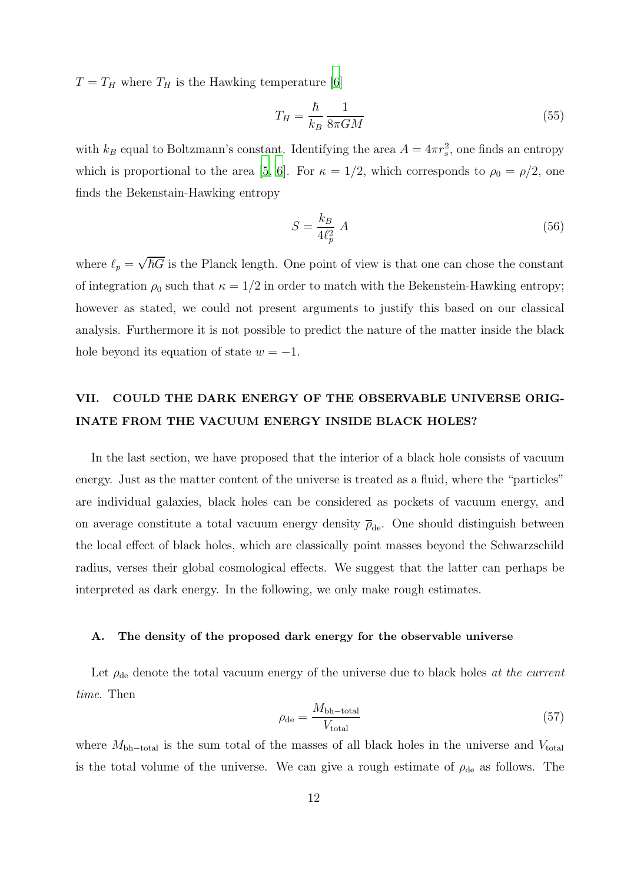$T = T_H$ where $T_H$ is the Hawking temperature [6]

$$T_H = \frac{\hbar}{k_B} \frac{1}{8\pi GM} \tag{55}$$

with $k_B$ equal to Boltzmann's constant. Identifying the area $A = 4\pi r_s^2$, one finds an entropy which is proportional to the area [5, 6]. For $\kappa = 1/2$, which corresponds to $\rho_0 = \rho/2$, one finds the Bekenstain-Hawking entropy

$$S = \frac{k_B}{4\ell_p^2} A \tag{56}$$

where $\ell_p = \sqrt{\hbar G}$ is the Planck length. One point of view is that one can chose the constant of integration $\rho_0$ such that $\kappa = 1/2$ in order to match with the Bekenstein-Hawking entropy; however as stated, we could not present arguments to justify this based on our classical analysis. Furthermore it is not possible to predict the nature of the matter inside the black hole beyond its equation of state $w = -1$.

## VII. COULD THE DARK ENERGY OF THE OBSERVABLE UNIVERSE ORIGINATE FROM THE VACUUM ENERGY INSIDE BLACK HOLES?

In the last section, we have proposed that the interior of a black hole consists of vacuum energy. Just as the matter content of the universe is treated as a fluid, where the "particles" are individual galaxies, black holes can be considered as pockets of vacuum energy, and on average constitute a total vacuum energy density $\overline{\rho}_{\rm de}$. One should distinguish between the local effect of black holes, which are classically point masses beyond the Schwarzschild radius, verses their global cosmological effects. We suggest that the latter can perhaps be interpreted as dark energy. In the following, we only make rough estimates.

### A. The density of the proposed dark energy for the observable universe

Let $\rho_{\rm de}$ denote the total vacuum energy of the universe due to black holes *at the current time*. Then

$$\rho_{\rm de} = \frac{M_{\rm bh-total}}{V_{\rm total}} \tag{57}$$

where $M_{\rm bh-total}$ is the sum total of the masses of all black holes in the universe and $V_{\rm total}$ is the total volume of the universe. We can give a rough estimate of $\rho_{\rm de}$ as follows. The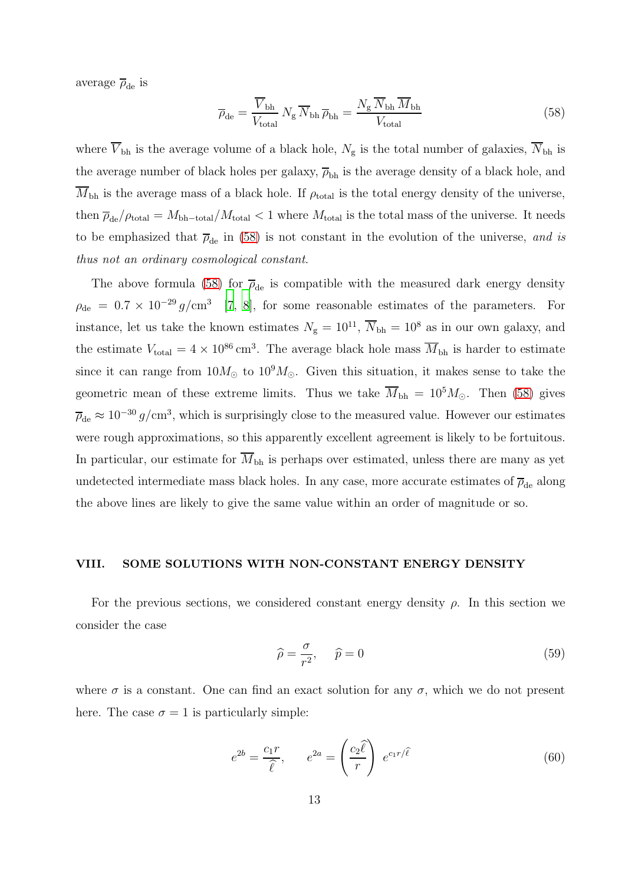average $\overline{\rho}_{\rm de}$ is

$$\overline{\rho}_{\rm de} = \frac{\overline{V}_{\rm bh}}{V_{\rm total}} \, N_{\rm g} \, \overline{N}_{\rm bh} \, \overline{\rho}_{\rm bh} = \frac{N_{\rm g} \, \overline{N}_{\rm bh} \, \overline{M}_{\rm bh}}{V_{\rm total}} \tag{58}$$

where $\overline{V}_{\rm bh}$ is the average volume of a black hole, $N_{\rm g}$ is the total number of galaxies, $\overline{N}_{\rm bh}$ is the average number of black holes per galaxy, $\overline{\rho}_{\rm bh}$ is the average density of a black hole, and $\overline{M}_{\rm bh}$ is the average mass of a black hole. If $\rho_{\rm total}$ is the total energy density of the universe, then $\overline{\rho}_{\rm de}/\rho_{\rm total} = M_{\rm bh-total}/M_{\rm total} < 1$ where $M_{\rm total}$ is the total mass of the universe. It needs to be emphasized that $\overline{\rho}_{\rm de}$ in (58) is not constant in the evolution of the universe, *and is thus not an ordinary cosmological constant*.

The above formula (58) for $\overline{\rho}_{\rm de}$ is compatible with the measured dark energy density $\rho_{\rm de} = 0.7 \times 10^{-29} \, g/{\rm cm}^3$ [7, 8], for some reasonable estimates of the parameters. For instance, let us take the known estimates $N_{\rm g} = 10^{11}$, $\overline{N}_{\rm bh} = 10^8$ as in our own galaxy, and the estimate $V_{\rm total} = 4 \times 10^{86} \, {\rm cm}^3$. The average black hole mass $\overline{M}_{\rm bh}$ is harder to estimate since it can range from $10 M_\odot$ to $10^9 M_\odot$. Given this situation, it makes sense to take the geometric mean of these extreme limits. Thus we take $\overline{M}_{\rm bh} = 10^5 M_\odot$. Then (58) gives $\overline{\rho}_{\rm de} \approx 10^{-30} \, g/{\rm cm}^3$, which is surprisingly close to the measured value. However our estimates were rough approximations, so this apparently excellent agreement is likely to be fortuitous. In particular, our estimate for $\overline{M}_{\rm bh}$ is perhaps over estimated, unless there are many as yet undetected intermediate mass black holes. In any case, more accurate estimates of $\overline{\rho}_{\rm de}$ along the above lines are likely to give the same value within an order of magnitude or so.

## VIII. SOME SOLUTIONS WITH NON-CONSTANT ENERGY DENSITY

For the previous sections, we considered constant energy density $\rho$. In this section we consider the case

$$\widehat{\rho} = \frac{\sigma}{r^2}, \qquad \widehat{p} = 0 \tag{59}$$

where $\sigma$ is a constant. One can find an exact solution for any $\sigma$, which we do not present here. The case $\sigma = 1$ is particularly simple:

$$e^{2b} = \frac{c_1 r}{\widehat{\ell}}, \qquad e^{2a} = \left( \frac{c_2 \widehat{\ell}}{r} \right) \, e^{c_1 r/\widehat{\ell}} \tag{60}$$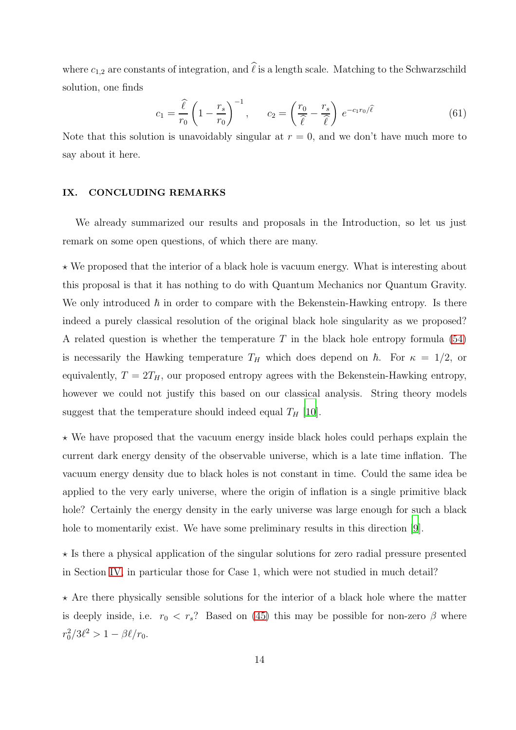where $c_{1,2}$ are constants of integration, and $\widehat{\ell}$ is a length scale. Matching to the Schwarzschild solution, one finds

$$c_1 = \frac{\widehat{\ell}}{r_0}\left(1 - \frac{r_s}{r_0}\right)^{-1}, \qquad c_2 = \left(\frac{r_0}{\widehat{\ell}} - \frac{r_s}{\widehat{\ell}}\right) e^{-c_1 r_0/\widehat{\ell}} \tag{61}$$

Note that this solution is unavoidably singular at $r = 0$, and we don't have much more to say about it here.

## IX. CONCLUDING REMARKS

We already summarized our results and proposals in the Introduction, so let us just remark on some open questions, of which there are many.

$\star$ We proposed that the interior of a black hole is vacuum energy. What is interesting about this proposal is that it has nothing to do with Quantum Mechanics nor Quantum Gravity. We only introduced $\hbar$ in order to compare with the Bekenstein-Hawking entropy. Is there indeed a purely classical resolution of the original black hole singularity as we proposed? A related question is whether the temperature $T$ in the black hole entropy formula (54) is necessarily the Hawking temperature $T_H$ which does depend on $\hbar$. For $\kappa = 1/2$, or equivalently, $T = 2T_H$, our proposed entropy agrees with the Bekenstein-Hawking entropy, however we could not justify this based on our classical analysis. String theory models suggest that the temperature should indeed equal $T_H$ [10].

$\star$ We have proposed that the vacuum energy inside black holes could perhaps explain the current dark energy density of the observable universe, which is a late time inflation. The vacuum energy density due to black holes is not constant in time. Could the same idea be applied to the very early universe, where the origin of inflation is a single primitive black hole? Certainly the energy density in the early universe was large enough for such a black hole to momentarily exist. We have some preliminary results in this direction [9].

$\star$ Is there a physical application of the singular solutions for zero radial pressure presented in Section IV, in particular those for Case 1, which were not studied in much detail?

$\star$ Are there physically sensible solutions for the interior of a black hole where the matter is deeply inside, i.e. $r_0 < r_s$? Based on (45) this may be possible for non-zero $\beta$ where $r_0^2/3\ell^2 > 1 - \beta\ell/r_0$.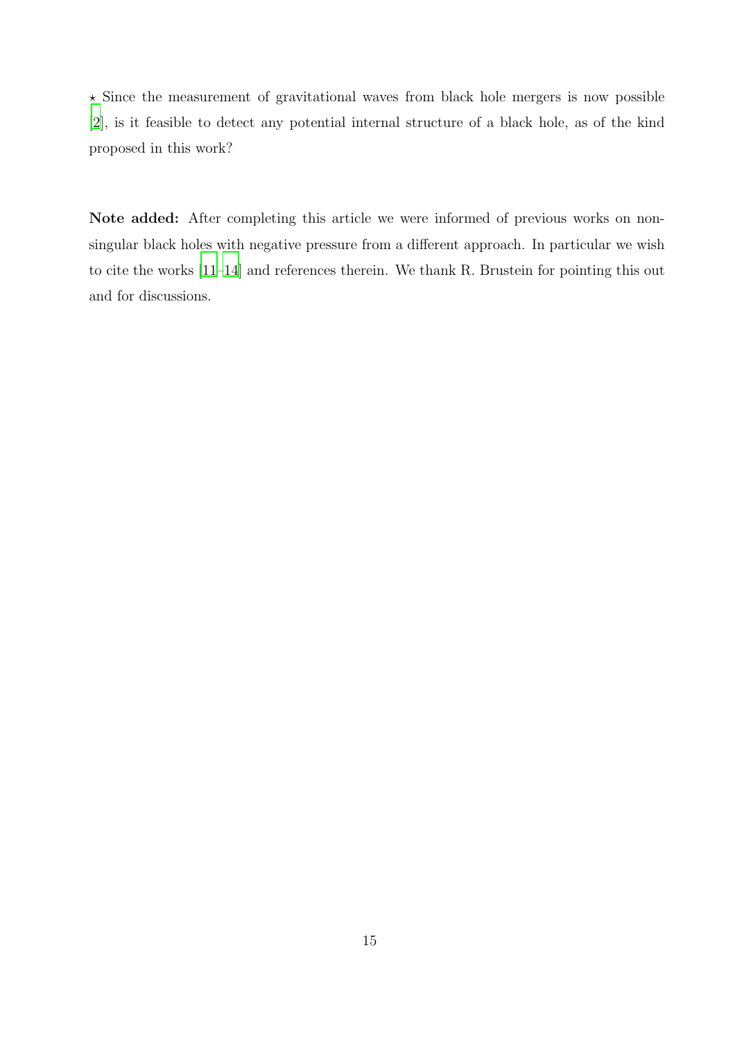⋆ Since the measurement of gravitational waves from black hole mergers is now possible [2], is it feasible to detect any potential internal structure of a black hole, as of the kind proposed in this work?

**Note added:** After completing this article we were informed of previous works on non-singular black holes with negative pressure from a different approach. In particular we wish to cite the works [11–14] and references therein. We thank R. Brustein for pointing this out and for discussions.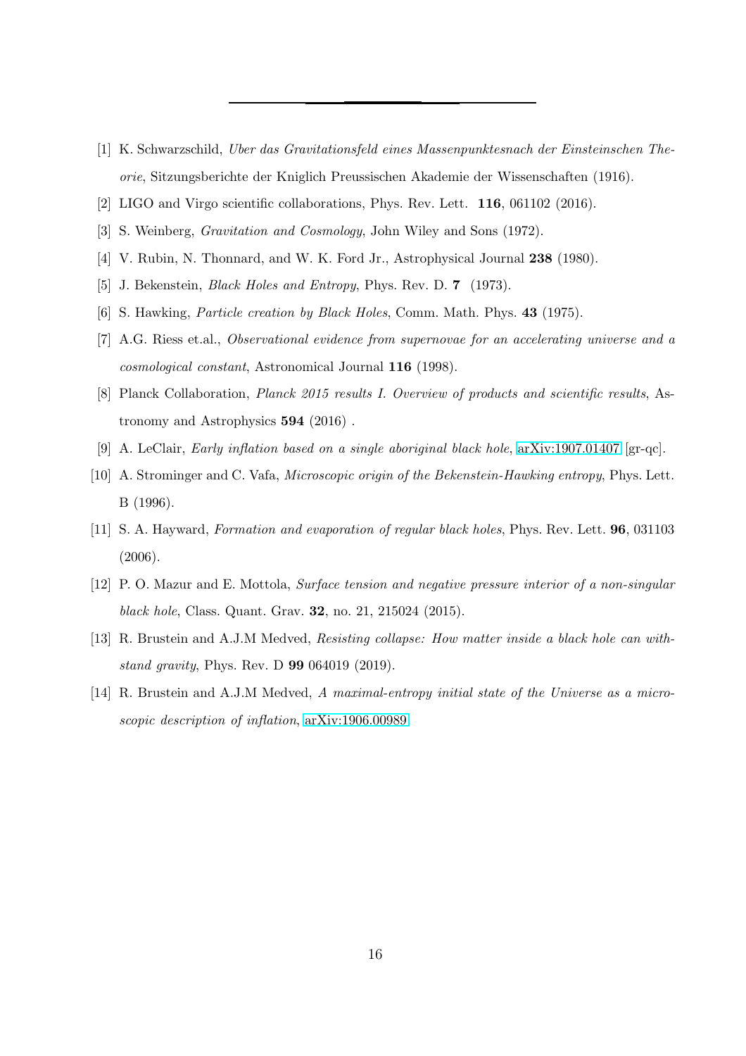---

[1] K. Schwarzschild, *Uber das Gravitationsfeld eines Massenpunktesnach der Einsteinschen Theorie*, Sitzungsberichte der Kniglich Preussischen Akademie der Wissenschaften (1916).

[2] LIGO and Virgo scientific collaborations, Phys. Rev. Lett. **116**, 061102 (2016).

[3] S. Weinberg, *Gravitation and Cosmology*, John Wiley and Sons (1972).

[4] V. Rubin, N. Thonnard, and W. K. Ford Jr., Astrophysical Journal **238** (1980).

[5] J. Bekenstein, *Black Holes and Entropy*, Phys. Rev. D. **7** (1973).

[6] S. Hawking, *Particle creation by Black Holes*, Comm. Math. Phys. **43** (1975).

[7] A.G. Riess et.al., *Observational evidence from supernovae for an accelerating universe and a cosmological constant*, Astronomical Journal **116** (1998).

[8] Planck Collaboration, *Planck 2015 results I. Overview of products and scientific results*, Astronomy and Astrophysics **594** (2016) .

[9] A. LeClair, *Early inflation based on a single aboriginal black hole*, arXiv:1907.01407 [gr-qc].

[10] A. Strominger and C. Vafa, *Microscopic origin of the Bekenstein-Hawking entropy*, Phys. Lett. B (1996).

[11] S. A. Hayward, *Formation and evaporation of regular black holes*, Phys. Rev. Lett. **96**, 031103 (2006).

[12] P. O. Mazur and E. Mottola, *Surface tension and negative pressure interior of a non-singular black hole*, Class. Quant. Grav. **32**, no. 21, 215024 (2015).

[13] R. Brustein and A.J.M Medved, *Resisting collapse: How matter inside a black hole can withstand gravity*, Phys. Rev. D **99** 064019 (2019).

[14] R. Brustein and A.J.M Medved, *A maximal-entropy initial state of the Universe as a microscopic description of inflation*, arXiv:1906.00989